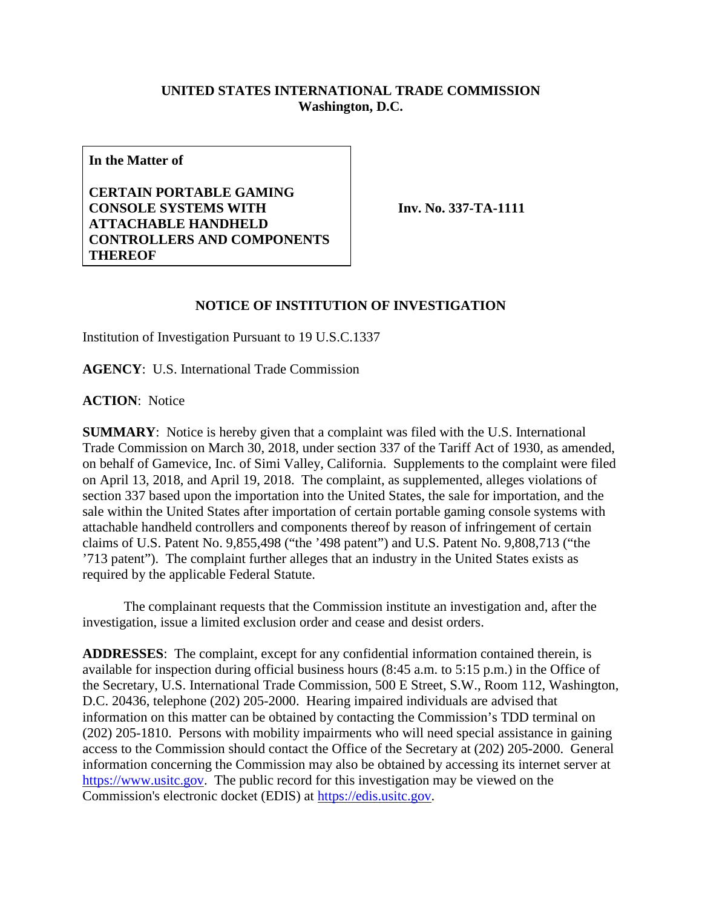**UNITED STATES INTERNATIONAL TRADE COMMISSION**
**Washington, D.C.**

| **In the Matter of**<br><br>**CERTAIN PORTABLE GAMING CONSOLE SYSTEMS WITH ATTACHABLE HANDHELD CONTROLLERS AND COMPONENTS THEREOF** | **Inv. No. 337-TA-1111** |
|---|---|

## NOTICE OF INSTITUTION OF INVESTIGATION

Institution of Investigation Pursuant to 19 U.S.C.1337

**AGENCY**: U.S. International Trade Commission

**ACTION**: Notice

**SUMMARY**: Notice is hereby given that a complaint was filed with the U.S. International Trade Commission on March 30, 2018, under section 337 of the Tariff Act of 1930, as amended, on behalf of Gamevice, Inc. of Simi Valley, California. Supplements to the complaint were filed on April 13, 2018, and April 19, 2018. The complaint, as supplemented, alleges violations of section 337 based upon the importation into the United States, the sale for importation, and the sale within the United States after importation of certain portable gaming console systems with attachable handheld controllers and components thereof by reason of infringement of certain claims of U.S. Patent No. 9,855,498 ("the '498 patent") and U.S. Patent No. 9,808,713 ("the '713 patent"). The complaint further alleges that an industry in the United States exists as required by the applicable Federal Statute.

The complainant requests that the Commission institute an investigation and, after the investigation, issue a limited exclusion order and cease and desist orders.

**ADDRESSES**: The complaint, except for any confidential information contained therein, is available for inspection during official business hours (8:45 a.m. to 5:15 p.m.) in the Office of the Secretary, U.S. International Trade Commission, 500 E Street, S.W., Room 112, Washington, D.C. 20436, telephone (202) 205-2000. Hearing impaired individuals are advised that information on this matter can be obtained by contacting the Commission's TDD terminal on (202) 205-1810. Persons with mobility impairments who will need special assistance in gaining access to the Commission should contact the Office of the Secretary at (202) 205-2000. General information concerning the Commission may also be obtained by accessing its internet server at https://www.usitc.gov. The public record for this investigation may be viewed on the Commission's electronic docket (EDIS) at https://edis.usitc.gov.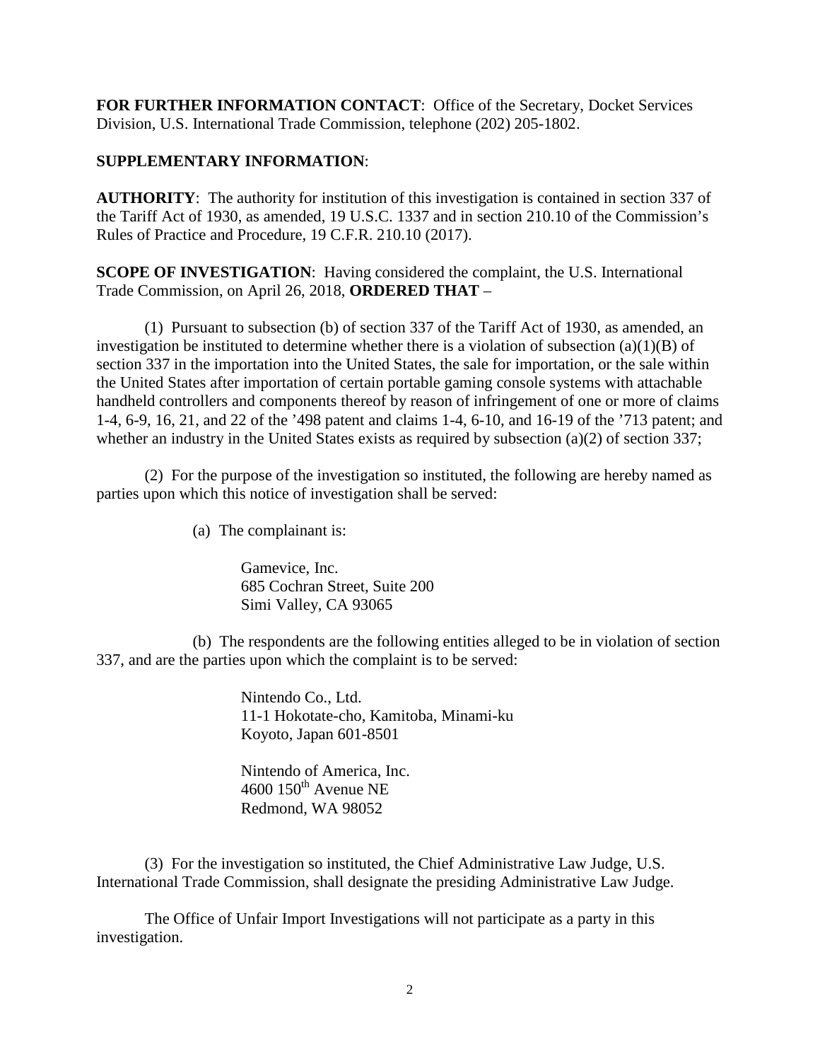**FOR FURTHER INFORMATION CONTACT**: Office of the Secretary, Docket Services Division, U.S. International Trade Commission, telephone (202) 205-1802.

**SUPPLEMENTARY INFORMATION**:

**AUTHORITY**: The authority for institution of this investigation is contained in section 337 of the Tariff Act of 1930, as amended, 19 U.S.C. 1337 and in section 210.10 of the Commission's Rules of Practice and Procedure, 19 C.F.R. 210.10 (2017).

**SCOPE OF INVESTIGATION**: Having considered the complaint, the U.S. International Trade Commission, on April 26, 2018, **ORDERED THAT** –

(1) Pursuant to subsection (b) of section 337 of the Tariff Act of 1930, as amended, an investigation be instituted to determine whether there is a violation of subsection (a)(1)(B) of section 337 in the importation into the United States, the sale for importation, or the sale within the United States after importation of certain portable gaming console systems with attachable handheld controllers and components thereof by reason of infringement of one or more of claims 1-4, 6-9, 16, 21, and 22 of the '498 patent and claims 1-4, 6-10, and 16-19 of the '713 patent; and whether an industry in the United States exists as required by subsection (a)(2) of section 337;

(2) For the purpose of the investigation so instituted, the following are hereby named as parties upon which this notice of investigation shall be served:

(a) The complainant is:

Gamevice, Inc.
685 Cochran Street, Suite 200
Simi Valley, CA 93065

(b) The respondents are the following entities alleged to be in violation of section 337, and are the parties upon which the complaint is to be served:

Nintendo Co., Ltd.
11-1 Hokotate-cho, Kamitoba, Minami-ku
Koyoto, Japan 601-8501

Nintendo of America, Inc.
4600 150th Avenue NE
Redmond, WA 98052

(3) For the investigation so instituted, the Chief Administrative Law Judge, U.S. International Trade Commission, shall designate the presiding Administrative Law Judge.

The Office of Unfair Import Investigations will not participate as a party in this investigation.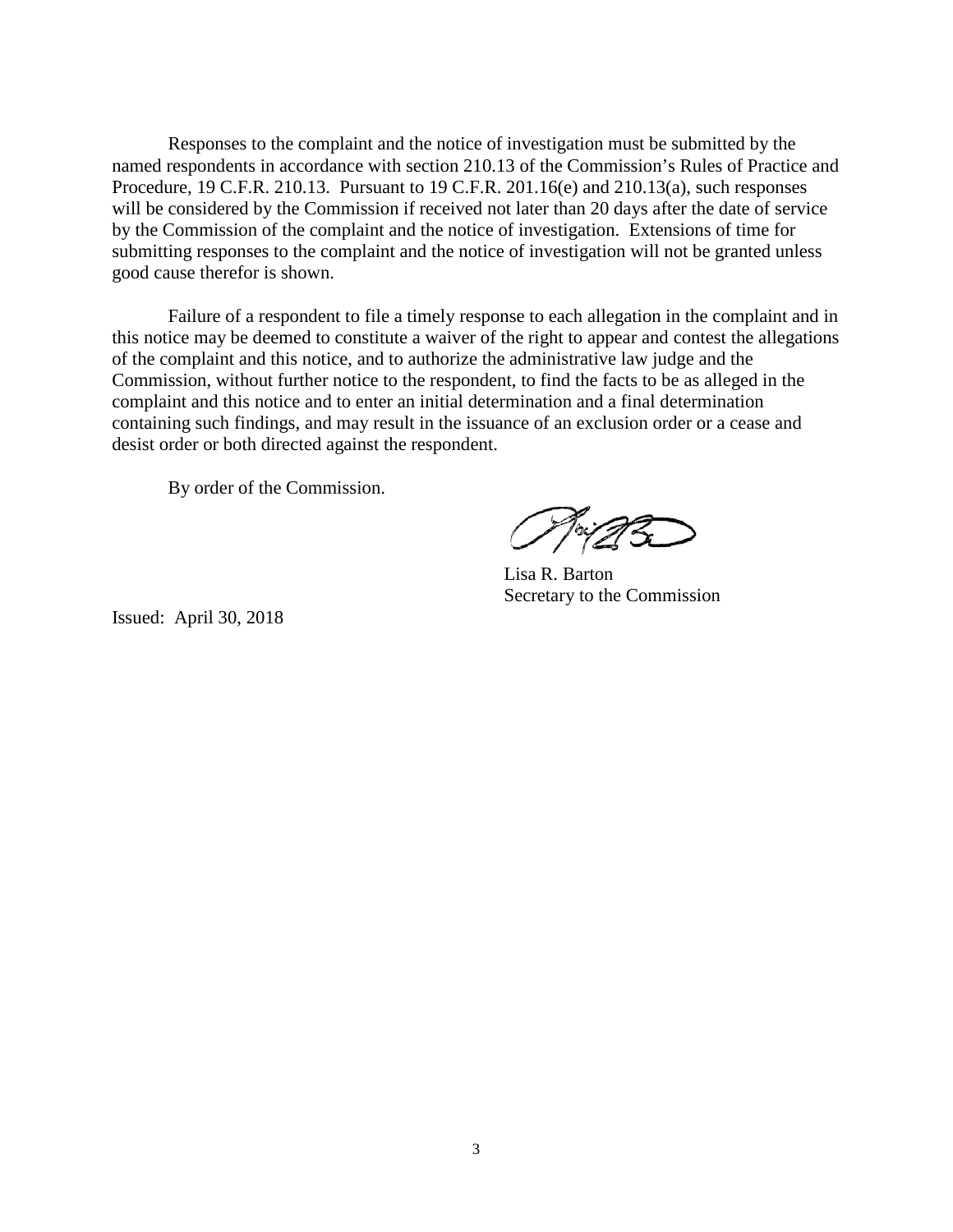Responses to the complaint and the notice of investigation must be submitted by the named respondents in accordance with section 210.13 of the Commission's Rules of Practice and Procedure, 19 C.F.R. 210.13. Pursuant to 19 C.F.R. 201.16(e) and 210.13(a), such responses will be considered by the Commission if received not later than 20 days after the date of service by the Commission of the complaint and the notice of investigation. Extensions of time for submitting responses to the complaint and the notice of investigation will not be granted unless good cause therefor is shown.

Failure of a respondent to file a timely response to each allegation in the complaint and in this notice may be deemed to constitute a waiver of the right to appear and contest the allegations of the complaint and this notice, and to authorize the administrative law judge and the Commission, without further notice to the respondent, to find the facts to be as alleged in the complaint and this notice and to enter an initial determination and a final determination containing such findings, and may result in the issuance of an exclusion order or a cease and desist order or both directed against the respondent.

By order of the Commission.

Lisa R. Barton
Secretary to the Commission

Issued: April 30, 2018